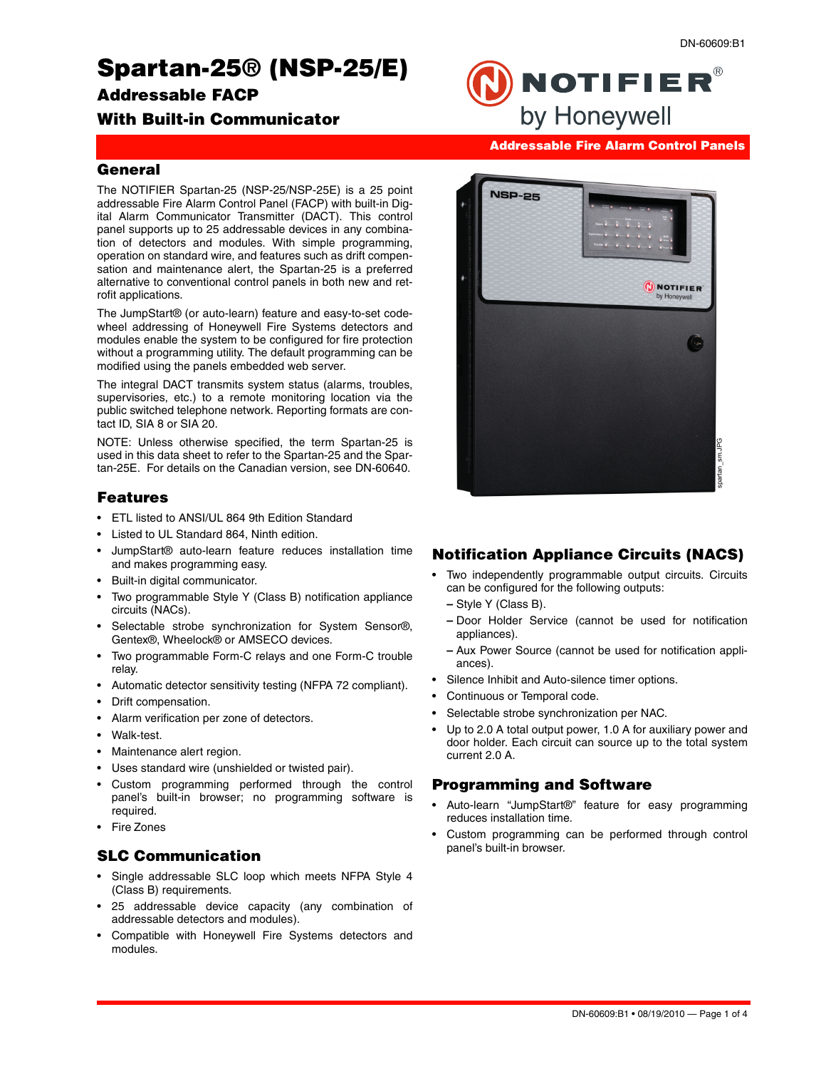DN-60609:B1

# Spartan-25® (NSP-25/E)

## Addressable FACP

## With Built-in Communicator

**Addressable Fire Alarm Control Panels**

## General

The NOTIFIER Spartan-25 (NSP-25/NSP-25E) is a 25 point addressable Fire Alarm Control Panel (FACP) with built-in Digital Alarm Communicator Transmitter (DACT). This control panel supports up to 25 addressable devices in any combination of detectors and modules. With simple programming, operation on standard wire, and features such as drift compensation and maintenance alert, the Spartan-25 is a preferred alternative to conventional control panels in both new and retrofit applications.

The JumpStart® (or auto-learn) feature and easy-to-set codewheel addressing of Honeywell Fire Systems detectors and modules enable the system to be configured for fire protection without a programming utility. The default programming can be modified using the panels embedded web server.

The integral DACT transmits system status (alarms, troubles, supervisories, etc.) to a remote monitoring location via the public switched telephone network. Reporting formats are contact ID, SIA 8 or SIA 20.

NOTE: Unless otherwise specified, the term Spartan-25 is used in this data sheet to refer to the Spartan-25 and the Spartan-25E. For details on the Canadian version, see DN-60640.

## Features

- ETL listed to ANSI/UL 864 9th Edition Standard
- Listed to UL Standard 864, Ninth edition.
- JumpStart® auto-learn feature reduces installation time and makes programming easy.
- Built-in digital communicator.
- Two programmable Style Y (Class B) notification appliance circuits (NACs).
- Selectable strobe synchronization for System Sensor®, Gentex®, Wheelock® or AMSECO devices.
- Two programmable Form-C relays and one Form-C trouble relay.
- Automatic detector sensitivity testing (NFPA 72 compliant).
- Drift compensation.
- Alarm verification per zone of detectors.
- Walk-test.
- Maintenance alert region.
- Uses standard wire (unshielded or twisted pair).
- Custom programming performed through the control panel's built-in browser; no programming software is required.
- Fire Zones

## SLC Communication

- Single addressable SLC loop which meets NFPA Style 4 (Class B) requirements.
- 25 addressable device capacity (any combination of addressable detectors and modules).
- Compatible with Honeywell Fire Systems detectors and modules.

## Notification Appliance Circuits (NACS)

- Two independently programmable output circuits. Circuits can be configured for the following outputs:
  - Style Y (Class B).
  - Door Holder Service (cannot be used for notification appliances).
  - Aux Power Source (cannot be used for notification appliances).
- Silence Inhibit and Auto-silence timer options.
- Continuous or Temporal code.
- Selectable strobe synchronization per NAC.
- Up to 2.0 A total output power, 1.0 A for auxiliary power and door holder. Each circuit can source up to the total system current 2.0 A.

## Programming and Software

- Auto-learn "JumpStart®" feature for easy programming reduces installation time.
- Custom programming can be performed through control panel's built-in browser.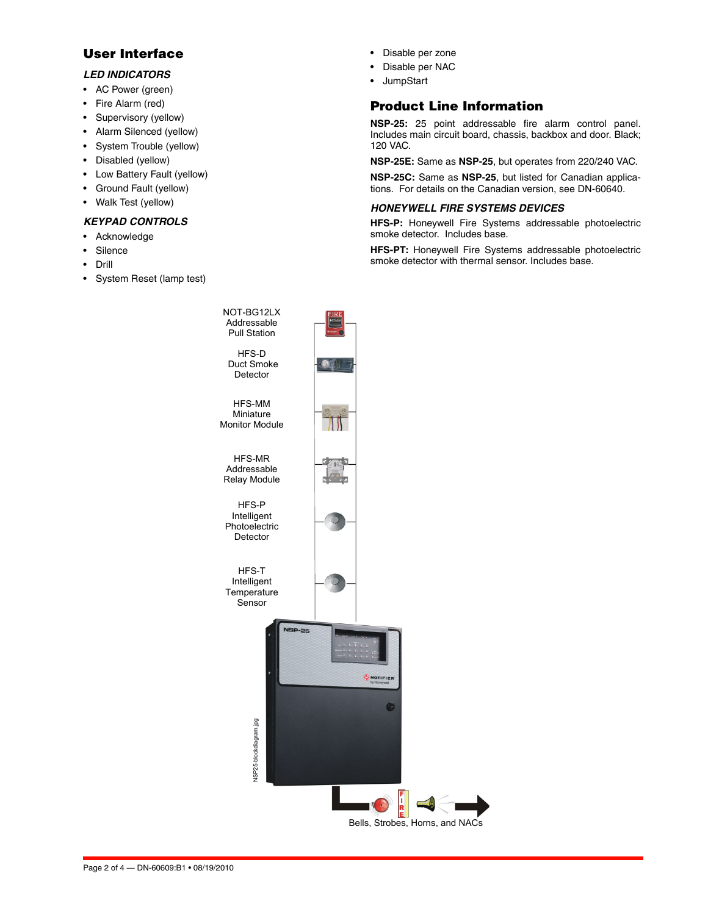## User Interface

### *LED INDICATORS*

- AC Power (green)
- Fire Alarm (red)
- Supervisory (yellow)
- Alarm Silenced (yellow)
- System Trouble (yellow)
- Disabled (yellow)
- Low Battery Fault (yellow)
- Ground Fault (yellow)
- Walk Test (yellow)

### *KEYPAD CONTROLS*

- Acknowledge
- Silence
- Drill
- System Reset (lamp test)
- Disable per zone
- Disable per NAC
- JumpStart

## Product Line Information

**NSP-25:** 25 point addressable fire alarm control panel. Includes main circuit board, chassis, backbox and door. Black; 120 VAC.

**NSP-25E:** Same as **NSP-25**, but operates from 220/240 VAC.

**NSP-25C:** Same as **NSP-25**, but listed for Canadian applications. For details on the Canadian version, see DN-60640.

### *HONEYWELL FIRE SYSTEMS DEVICES*

**HFS-P:** Honeywell Fire Systems addressable photoelectric smoke detector. Includes base.

**HFS-PT:** Honeywell Fire Systems addressable photoelectric smoke detector with thermal sensor. Includes base.

NOT-BG12LX Addressable Pull Station

HFS-D Duct Smoke Detector

HFS-MM Miniature Monitor Module

HFS-MR Addressable Relay Module

HFS-P Intelligent Photoelectric Detector

HFS-T Intelligent Temperature Sensor

NSP25-blockdiagram.jpg

Bells, Strobes, Horns, and NACs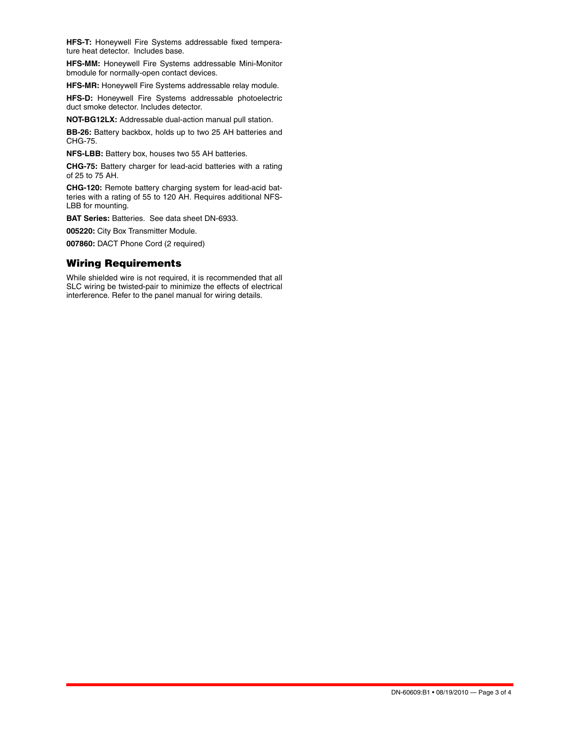**HFS-T:** Honeywell Fire Systems addressable fixed temperature heat detector. Includes base.

**HFS-MM:** Honeywell Fire Systems addressable Mini-Monitor bmodule for normally-open contact devices.

**HFS-MR:** Honeywell Fire Systems addressable relay module.

**HFS-D:** Honeywell Fire Systems addressable photoelectric duct smoke detector. Includes detector.

**NOT-BG12LX:** Addressable dual-action manual pull station.

**BB-26:** Battery backbox, holds up to two 25 AH batteries and CHG-75.

**NFS-LBB:** Battery box, houses two 55 AH batteries.

**CHG-75:** Battery charger for lead-acid batteries with a rating of 25 to 75 AH.

**CHG-120:** Remote battery charging system for lead-acid batteries with a rating of 55 to 120 AH. Requires additional NFS-LBB for mounting.

**BAT Series:** Batteries. See data sheet DN-6933.

**005220:** City Box Transmitter Module.

**007860:** DACT Phone Cord (2 required)

## Wiring Requirements

While shielded wire is not required, it is recommended that all SLC wiring be twisted-pair to minimize the effects of electrical interference. Refer to the panel manual for wiring details.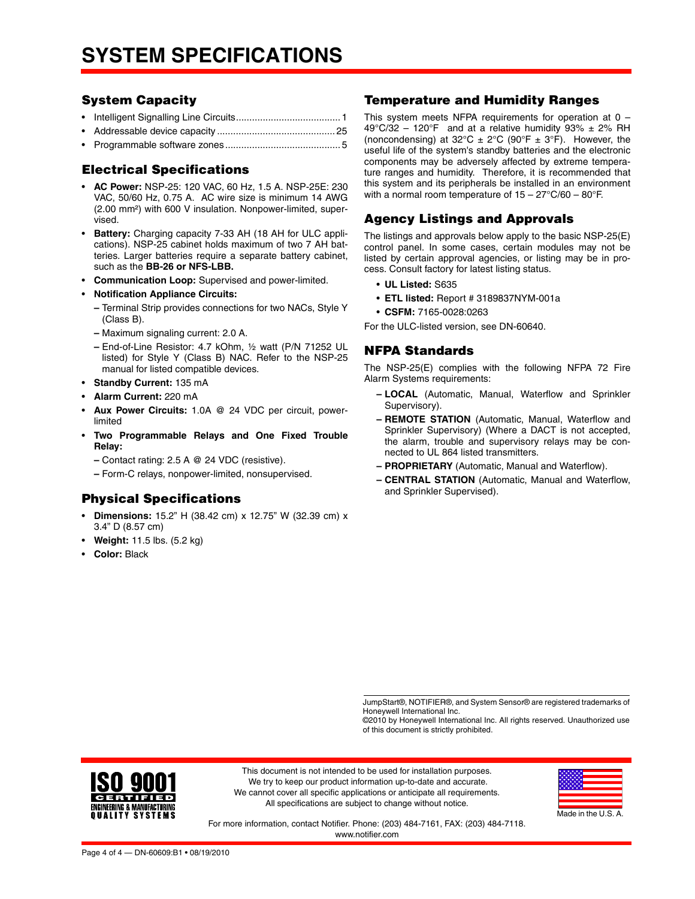# SYSTEM SPECIFICATIONS

## System Capacity

- Intelligent Signalling Line Circuits....................................... 1
- Addressable device capacity ............................................ 25
- Programmable software zones ........................................... 5

## Electrical Specifications

- **AC Power:** NSP-25: 120 VAC, 60 Hz, 1.5 A. NSP-25E: 230 VAC, 50/60 Hz, 0.75 A. AC wire size is minimum 14 AWG (2.00 mm²) with 600 V insulation. Nonpower-limited, supervised.
- **Battery:** Charging capacity 7-33 AH (18 AH for ULC applications). NSP-25 cabinet holds maximum of two 7 AH batteries. Larger batteries require a separate battery cabinet, such as the **BB-26 or NFS-LBB.**
- **Communication Loop:** Supervised and power-limited.
- **Notification Appliance Circuits:**
  - Terminal Strip provides connections for two NACs, Style Y (Class B).
  - Maximum signaling current: 2.0 A.
  - End-of-Line Resistor: 4.7 kOhm, ½ watt (P/N 71252 UL listed) for Style Y (Class B) NAC. Refer to the NSP-25 manual for listed compatible devices.
- **Standby Current:** 135 mA
- **Alarm Current:** 220 mA
- **Aux Power Circuits:** 1.0A @ 24 VDC per circuit, power-limited
- **Two Programmable Relays and One Fixed Trouble Relay:**
  - Contact rating: 2.5 A @ 24 VDC (resistive).
  - Form-C relays, nonpower-limited, nonsupervised.

## Physical Specifications

- **Dimensions:** 15.2" H (38.42 cm) x 12.75" W (32.39 cm) x 3.4" D (8.57 cm)
- **Weight:** 11.5 lbs. (5.2 kg)
- **Color:** Black

## Temperature and Humidity Ranges

This system meets NFPA requirements for operation at 0 – 49°C/32 – 120°F and at a relative humidity 93% ± 2% RH (noncondensing) at 32°C ± 2°C (90°F ± 3°F). However, the useful life of the system's standby batteries and the electronic components may be adversely affected by extreme temperature ranges and humidity. Therefore, it is recommended that this system and its peripherals be installed in an environment with a normal room temperature of 15 – 27°C/60 – 80°F.

## Agency Listings and Approvals

The listings and approvals below apply to the basic NSP-25(E) control panel. In some cases, certain modules may not be listed by certain approval agencies, or listing may be in process. Consult factory for latest listing status.

- **UL Listed:** S635
- **ETL listed:** Report # 3189837NYM-001a
- **CSFM:** 7165-0028:0263

For the ULC-listed version, see DN-60640.

## NFPA Standards

The NSP-25(E) complies with the following NFPA 72 Fire Alarm Systems requirements:

- **LOCAL** (Automatic, Manual, Waterflow and Sprinkler Supervisory).
- **REMOTE STATION** (Automatic, Manual, Waterflow and Sprinkler Supervisory) (Where a DACT is not accepted, the alarm, trouble and supervisory relays may be connected to UL 864 listed transmitters.
- **PROPRIETARY** (Automatic, Manual and Waterflow).
- **CENTRAL STATION** (Automatic, Manual and Waterflow, and Sprinkler Supervised).

JumpStart®, NOTIFIER®, and System Sensor® are registered trademarks of Honeywell International Inc.
©2010 by Honeywell International Inc. All rights reserved. Unauthorized use of this document is strictly prohibited.

ISO 9001 CERTIFIED ENGINEERING & MANUFACTURING QUALITY SYSTEMS

This document is not intended to be used for installation purposes.
We try to keep our product information up-to-date and accurate.
We cannot cover all specific applications or anticipate all requirements.
All specifications are subject to change without notice.

Made in the U.S. A.

For more information, contact Notifier. Phone: (203) 484-7161, FAX: (203) 484-7118.
www.notifier.com